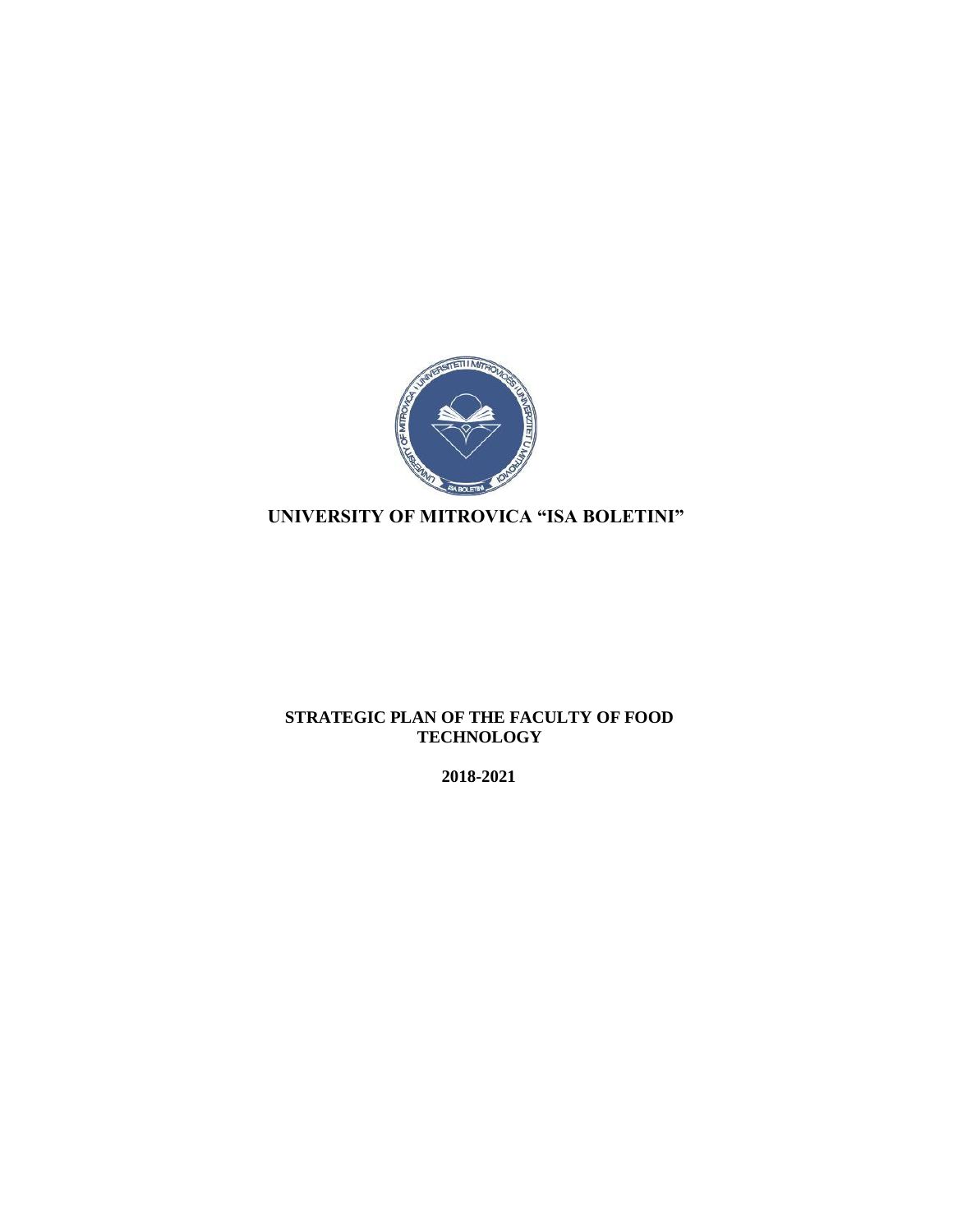# UNIVERSITY OF MITROVICA "ISA BOLETINI"

## STRATEGIC PLAN OF THE FACULTY OF FOOD TECHNOLOGY

**2018-2021**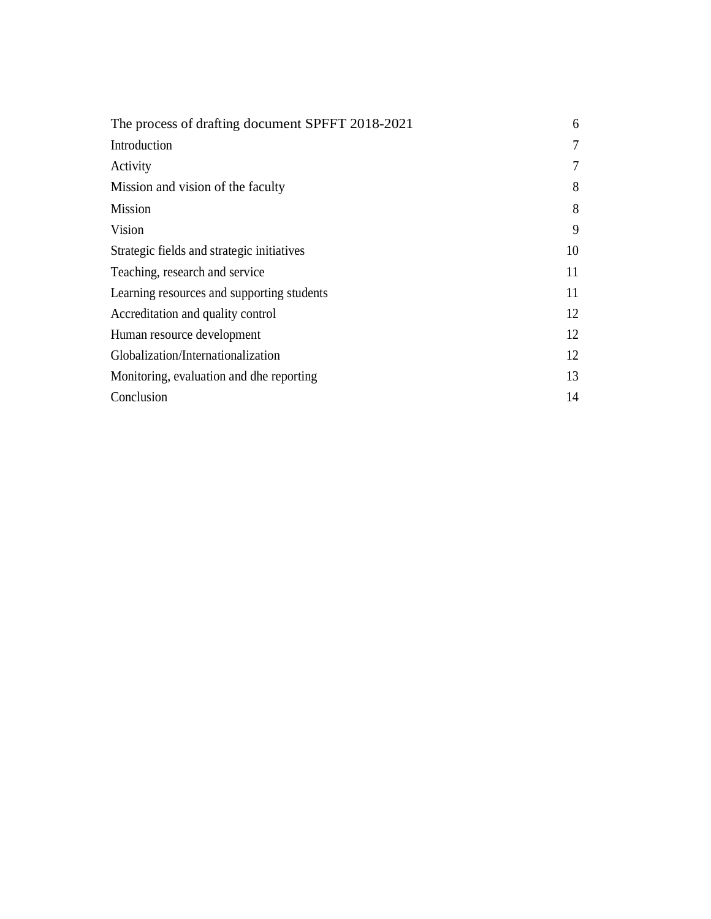| | |
|---|---|
| The process of drafting document SPFFT 2018-2021 | 6 |
| Introduction | 7 |
| Activity | 7 |
| Mission and vision of the faculty | 8 |
| Mission | 8 |
| Vision | 9 |
| Strategic fields and strategic initiatives | 10 |
| Teaching, research and service | 11 |
| Learning resources and supporting students | 11 |
| Accreditation and quality control | 12 |
| Human resource development | 12 |
| Globalization/Internationalization | 12 |
| Monitoring, evaluation and dhe reporting | 13 |
| Conclusion | 14 |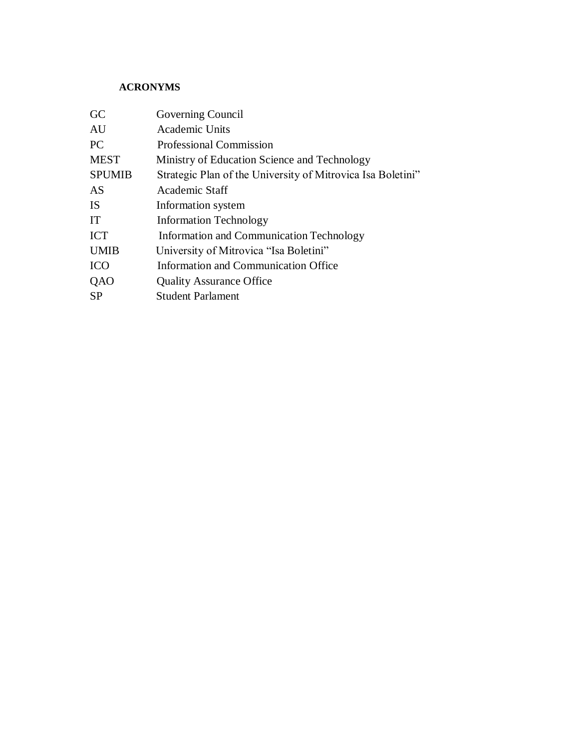**ACRONYMS**

| | |
|---|---|
| GC | Governing Council |
| AU | Academic Units |
| PC | Professional Commission |
| MEST | Ministry of Education Science and Technology |
| SPUMIB | Strategic Plan of the University of Mitrovica Isa Boletini” |
| AS | Academic Staff |
| IS | Information system |
| IT | Information Technology |
| ICT | Information and Communication Technology |
| UMIB | University of Mitrovica “Isa Boletini” |
| ICO | Information and Communication Office |
| QAO | Quality Assurance Office |
| SP | Student Parlament |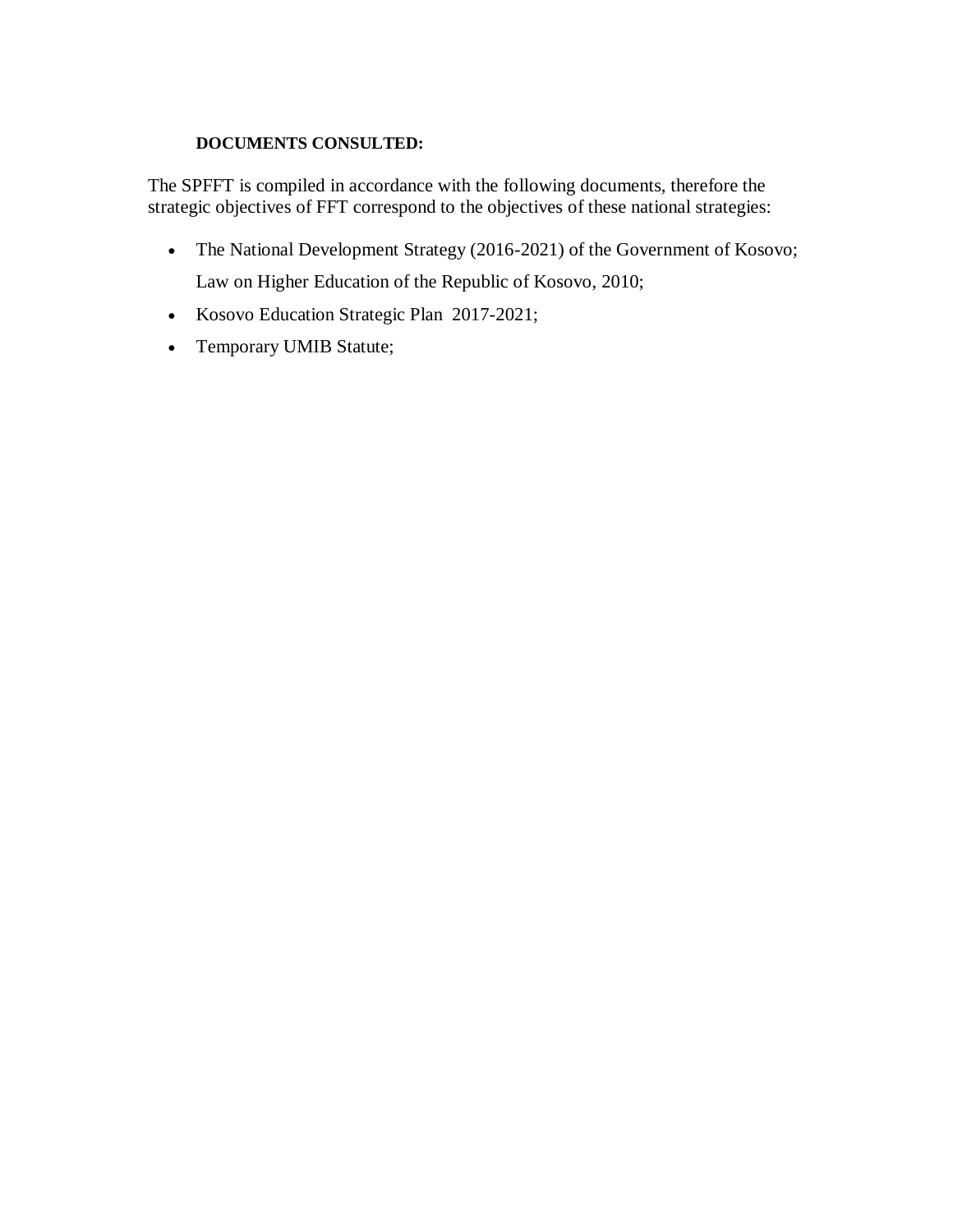**DOCUMENTS CONSULTED:**

The SPFFT is compiled in accordance with the following documents, therefore the strategic objectives of FFT correspond to the objectives of these national strategies:

- The National Development Strategy (2016-2021) of the Government of Kosovo;
  Law on Higher Education of the Republic of Kosovo, 2010;
- Kosovo Education Strategic Plan 2017-2021;
- Temporary UMIB Statute;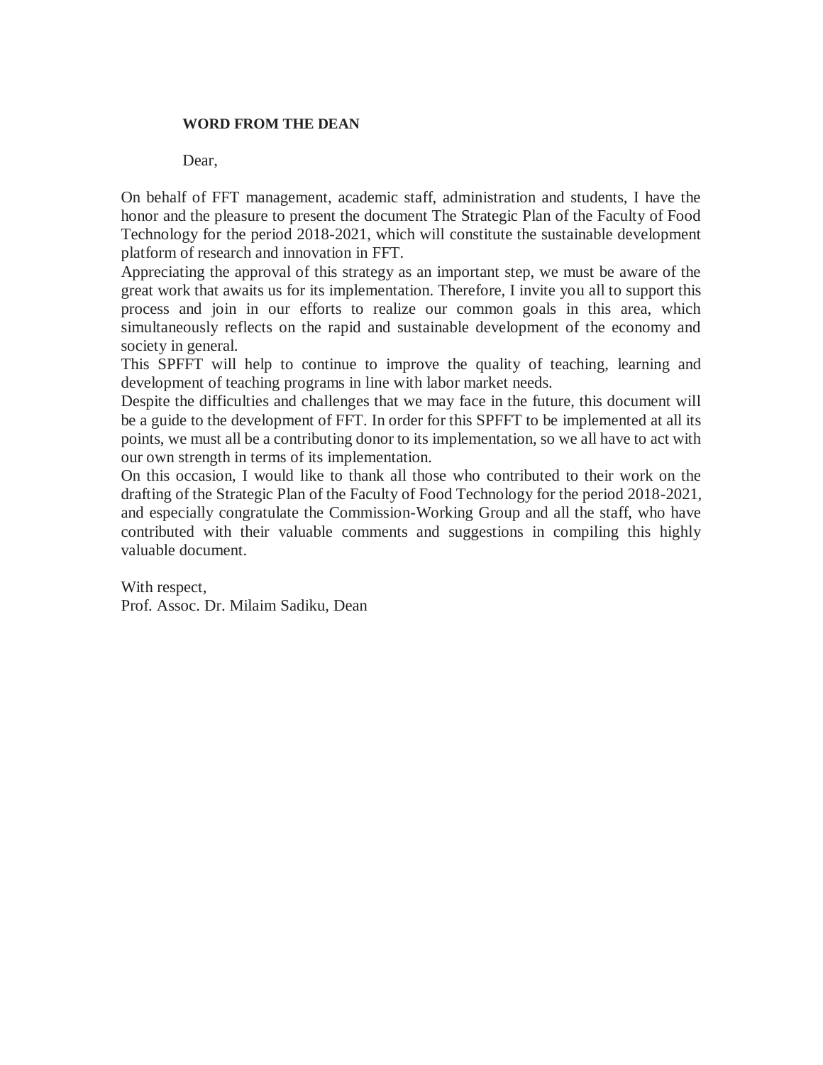**WORD FROM THE DEAN**

Dear,

On behalf of FFT management, academic staff, administration and students, I have the honor and the pleasure to present the document The Strategic Plan of the Faculty of Food Technology for the period 2018-2021, which will constitute the sustainable development platform of research and innovation in FFT.

Appreciating the approval of this strategy as an important step, we must be aware of the great work that awaits us for its implementation. Therefore, I invite you all to support this process and join in our efforts to realize our common goals in this area, which simultaneously reflects on the rapid and sustainable development of the economy and society in general.

This SPFFT will help to continue to improve the quality of teaching, learning and development of teaching programs in line with labor market needs.

Despite the difficulties and challenges that we may face in the future, this document will be a guide to the development of FFT. In order for this SPFFT to be implemented at all its points, we must all be a contributing donor to its implementation, so we all have to act with our own strength in terms of its implementation.

On this occasion, I would like to thank all those who contributed to their work on the drafting of the Strategic Plan of the Faculty of Food Technology for the period 2018-2021, and especially congratulate the Commission-Working Group and all the staff, who have contributed with their valuable comments and suggestions in compiling this highly valuable document.

With respect,
Prof. Assoc. Dr. Milaim Sadiku, Dean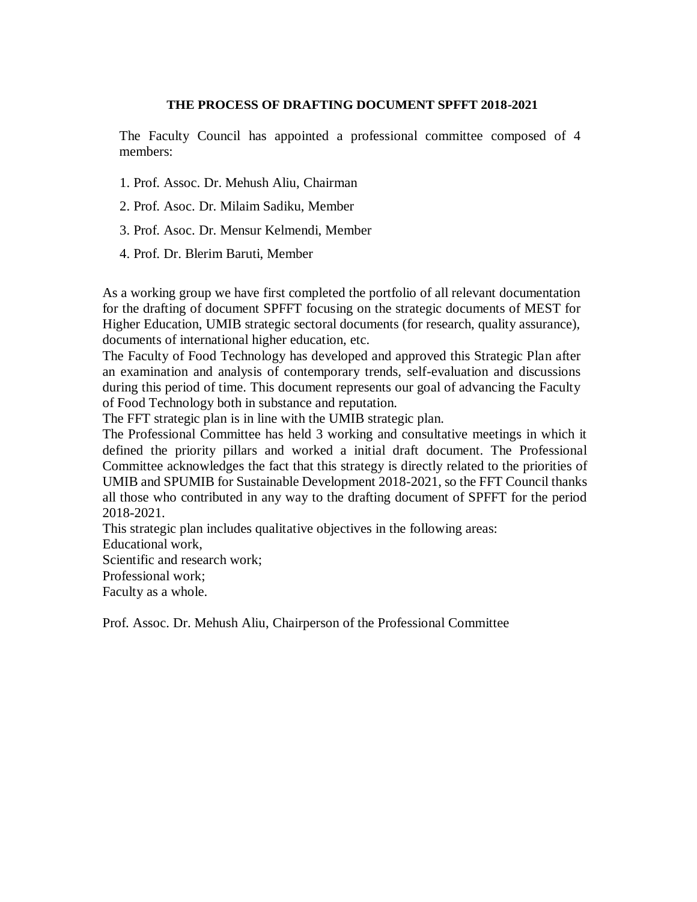**THE PROCESS OF DRAFTING DOCUMENT SPFFT 2018-2021**

The Faculty Council has appointed a professional committee composed of 4 members:

1. Prof. Assoc. Dr. Mehush Aliu, Chairman
2. Prof. Asoc. Dr. Milaim Sadiku, Member
3. Prof. Asoc. Dr. Mensur Kelmendi, Member
4. Prof. Dr. Blerim Baruti, Member

As a working group we have first completed the portfolio of all relevant documentation for the drafting of document SPFFT focusing on the strategic documents of MEST for Higher Education, UMIB strategic sectoral documents (for research, quality assurance), documents of international higher education, etc.

The Faculty of Food Technology has developed and approved this Strategic Plan after an examination and analysis of contemporary trends, self-evaluation and discussions during this period of time. This document represents our goal of advancing the Faculty of Food Technology both in substance and reputation.

The FFT strategic plan is in line with the UMIB strategic plan.

The Professional Committee has held 3 working and consultative meetings in which it defined the priority pillars and worked a initial draft document. The Professional Committee acknowledges the fact that this strategy is directly related to the priorities of UMIB and SPUMIB for Sustainable Development 2018-2021, so the FFT Council thanks all those who contributed in any way to the drafting document of SPFFT for the period 2018-2021.

This strategic plan includes qualitative objectives in the following areas:

Educational work,

Scientific and research work;

Professional work;

Faculty as a whole.

Prof. Assoc. Dr. Mehush Aliu, Chairperson of the Professional Committee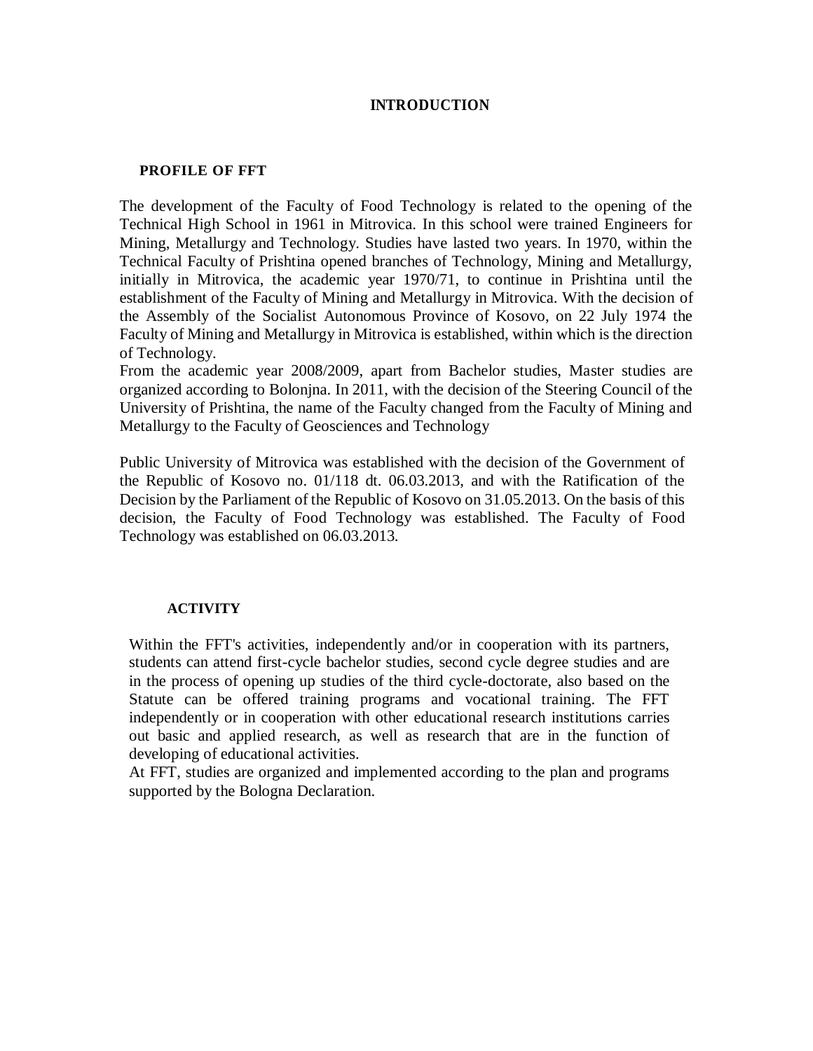# INTRODUCTION

## PROFILE OF FFT

The development of the Faculty of Food Technology is related to the opening of the Technical High School in 1961 in Mitrovica. In this school were trained Engineers for Mining, Metallurgy and Technology. Studies have lasted two years. In 1970, within the Technical Faculty of Prishtina opened branches of Technology, Mining and Metallurgy, initially in Mitrovica, the academic year 1970/71, to continue in Prishtina until the establishment of the Faculty of Mining and Metallurgy in Mitrovica. With the decision of the Assembly of the Socialist Autonomous Province of Kosovo, on 22 July 1974 the Faculty of Mining and Metallurgy in Mitrovica is established, within which is the direction of Technology.
From the academic year 2008/2009, apart from Bachelor studies, Master studies are organized according to Bolonjna. In 2011, with the decision of the Steering Council of the University of Prishtina, the name of the Faculty changed from the Faculty of Mining and Metallurgy to the Faculty of Geosciences and Technology

Public University of Mitrovica was established with the decision of the Government of the Republic of Kosovo no. 01/118 dt. 06.03.2013, and with the Ratification of the Decision by the Parliament of the Republic of Kosovo on 31.05.2013. On the basis of this decision, the Faculty of Food Technology was established. The Faculty of Food Technology was established on 06.03.2013.

## ACTIVITY

Within the FFT's activities, independently and/or in cooperation with its partners, students can attend first-cycle bachelor studies, second cycle degree studies and are in the process of opening up studies of the third cycle-doctorate, also based on the Statute can be offered training programs and vocational training. The FFT independently or in cooperation with other educational research institutions carries out basic and applied research, as well as research that are in the function of developing of educational activities.
At FFT, studies are organized and implemented according to the plan and programs supported by the Bologna Declaration.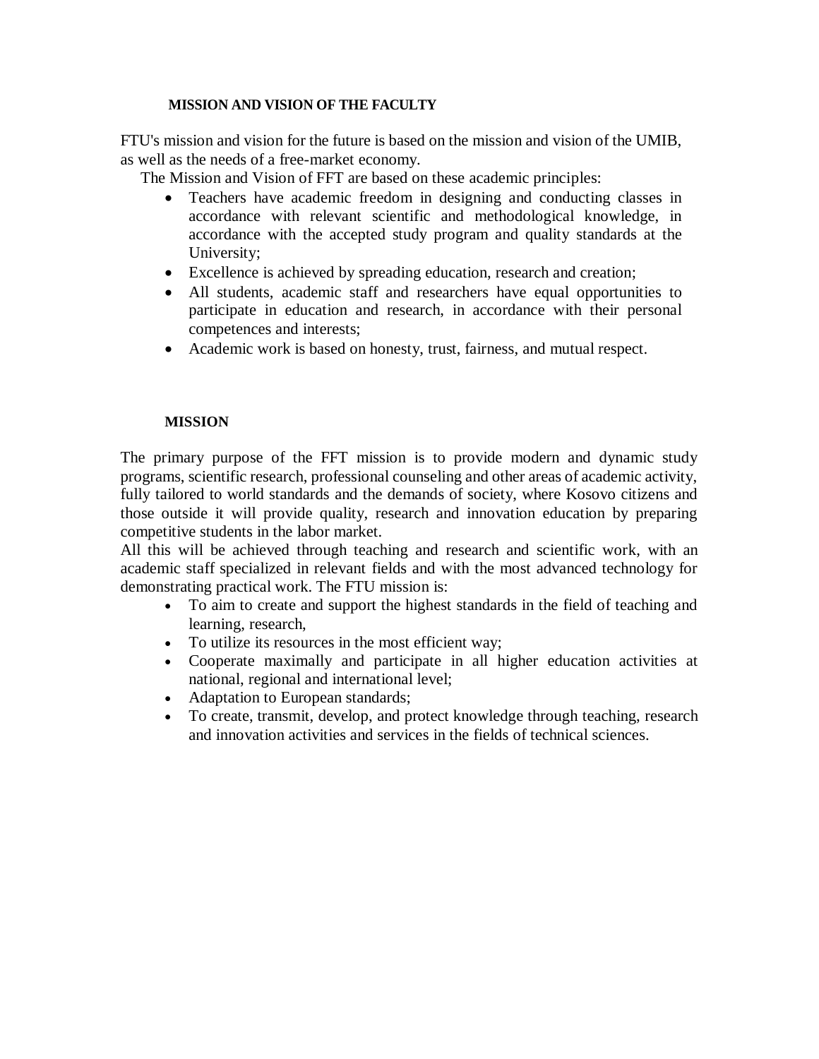## MISSION AND VISION OF THE FACULTY

FTU's mission and vision for the future is based on the mission and vision of the UMIB, as well as the needs of a free-market economy.

The Mission and Vision of FFT are based on these academic principles:

- Teachers have academic freedom in designing and conducting classes in accordance with relevant scientific and methodological knowledge, in accordance with the accepted study program and quality standards at the University;
- Excellence is achieved by spreading education, research and creation;
- All students, academic staff and researchers have equal opportunities to participate in education and research, in accordance with their personal competences and interests;
- Academic work is based on honesty, trust, fairness, and mutual respect.

## MISSION

The primary purpose of the FFT mission is to provide modern and dynamic study programs, scientific research, professional counseling and other areas of academic activity, fully tailored to world standards and the demands of society, where Kosovo citizens and those outside it will provide quality, research and innovation education by preparing competitive students in the labor market.

All this will be achieved through teaching and research and scientific work, with an academic staff specialized in relevant fields and with the most advanced technology for demonstrating practical work. The FTU mission is:

- To aim to create and support the highest standards in the field of teaching and learning, research,
- To utilize its resources in the most efficient way;
- Cooperate maximally and participate in all higher education activities at national, regional and international level;
- Adaptation to European standards;
- To create, transmit, develop, and protect knowledge through teaching, research and innovation activities and services in the fields of technical sciences.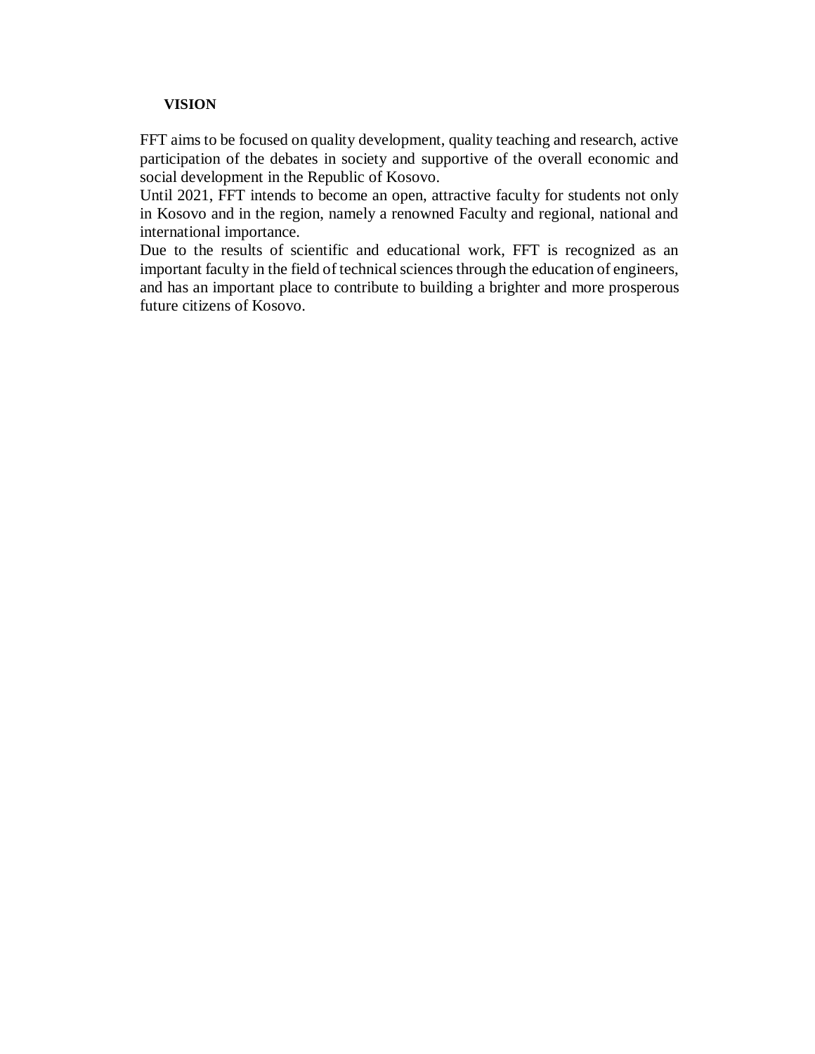**VISION**

FFT aims to be focused on quality development, quality teaching and research, active participation of the debates in society and supportive of the overall economic and social development in the Republic of Kosovo.

Until 2021, FFT intends to become an open, attractive faculty for students not only in Kosovo and in the region, namely a renowned Faculty and regional, national and international importance.

Due to the results of scientific and educational work, FFT is recognized as an important faculty in the field of technical sciences through the education of engineers, and has an important place to contribute to building a brighter and more prosperous future citizens of Kosovo.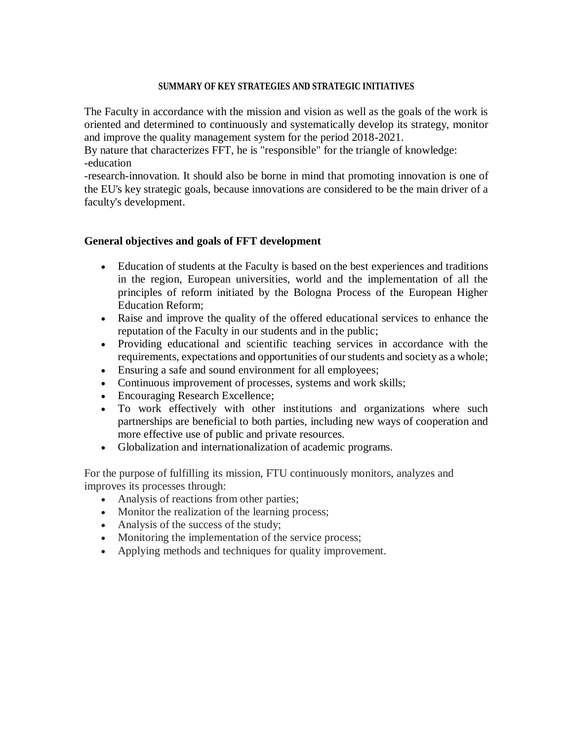## SUMMARY OF KEY STRATEGIES AND STRATEGIC INITIATIVES

The Faculty in accordance with the mission and vision as well as the goals of the work is oriented and determined to continuously and systematically develop its strategy, monitor and improve the quality management system for the period 2018-2021.

By nature that characterizes FFT, he is "responsible" for the triangle of knowledge:

-education

-research-innovation. It should also be borne in mind that promoting innovation is one of the EU's key strategic goals, because innovations are considered to be the main driver of a faculty's development.

### General objectives and goals of FFT development

- Education of students at the Faculty is based on the best experiences and traditions in the region, European universities, world and the implementation of all the principles of reform initiated by the Bologna Process of the European Higher Education Reform;
- Raise and improve the quality of the offered educational services to enhance the reputation of the Faculty in our students and in the public;
- Providing educational and scientific teaching services in accordance with the requirements, expectations and opportunities of our students and society as a whole;
- Ensuring a safe and sound environment for all employees;
- Continuous improvement of processes, systems and work skills;
- Encouraging Research Excellence;
- To work effectively with other institutions and organizations where such partnerships are beneficial to both parties, including new ways of cooperation and more effective use of public and private resources.
- Globalization and internationalization of academic programs.

For the purpose of fulfilling its mission, FTU continuously monitors, analyzes and improves its processes through:

- Analysis of reactions from other parties;
- Monitor the realization of the learning process;
- Analysis of the success of the study;
- Monitoring the implementation of the service process;
- Applying methods and techniques for quality improvement.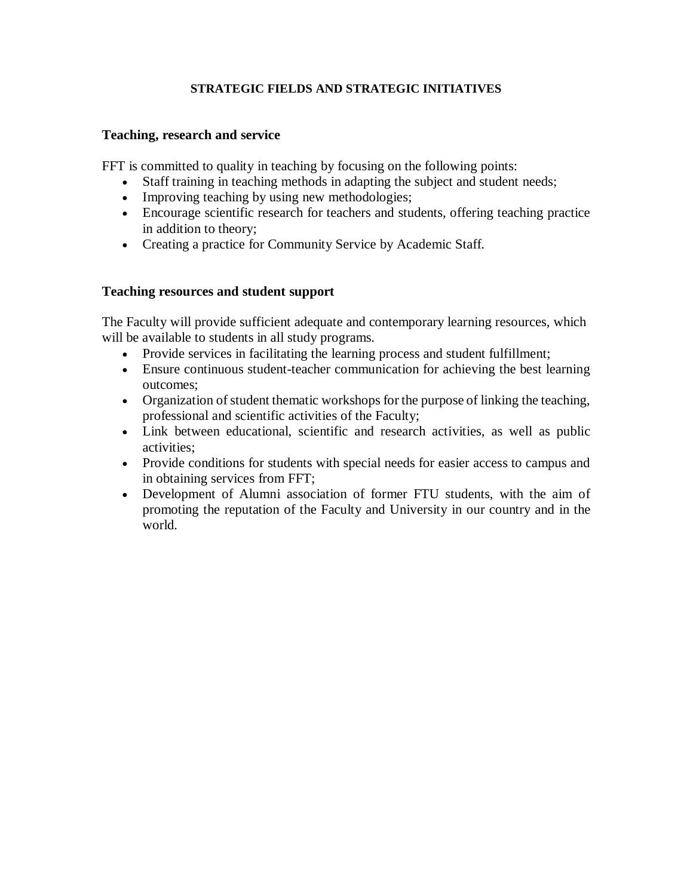## STRATEGIC FIELDS AND STRATEGIC INITIATIVES

### Teaching, research and service

FFT is committed to quality in teaching by focusing on the following points:

- Staff training in teaching methods in adapting the subject and student needs;
- Improving teaching by using new methodologies;
- Encourage scientific research for teachers and students, offering teaching practice in addition to theory;
- Creating a practice for Community Service by Academic Staff.

### Teaching resources and student support

The Faculty will provide sufficient adequate and contemporary learning resources, which will be available to students in all study programs.

- Provide services in facilitating the learning process and student fulfillment;
- Ensure continuous student-teacher communication for achieving the best learning outcomes;
- Organization of student thematic workshops for the purpose of linking the teaching, professional and scientific activities of the Faculty;
- Link between educational, scientific and research activities, as well as public activities;
- Provide conditions for students with special needs for easier access to campus and in obtaining services from FFT;
- Development of Alumni association of former FTU students, with the aim of promoting the reputation of the Faculty and University in our country and in the world.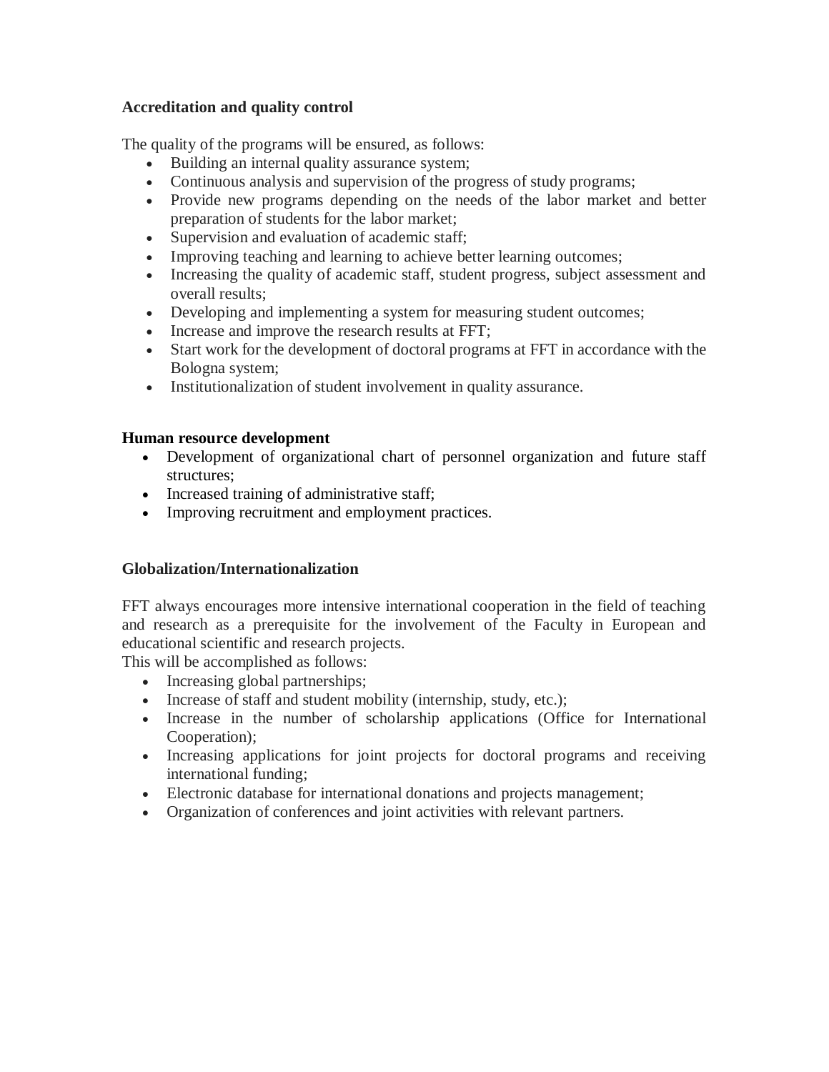**Accreditation and quality control**

The quality of the programs will be ensured, as follows:

- Building an internal quality assurance system;
- Continuous analysis and supervision of the progress of study programs;
- Provide new programs depending on the needs of the labor market and better preparation of students for the labor market;
- Supervision and evaluation of academic staff;
- Improving teaching and learning to achieve better learning outcomes;
- Increasing the quality of academic staff, student progress, subject assessment and overall results;
- Developing and implementing a system for measuring student outcomes;
- Increase and improve the research results at FFT;
- Start work for the development of doctoral programs at FFT in accordance with the Bologna system;
- Institutionalization of student involvement in quality assurance.

**Human resource development**

- Development of organizational chart of personnel organization and future staff structures;
- Increased training of administrative staff;
- Improving recruitment and employment practices.

**Globalization/Internationalization**

FFT always encourages more intensive international cooperation in the field of teaching and research as a prerequisite for the involvement of the Faculty in European and educational scientific and research projects.

This will be accomplished as follows:

- Increasing global partnerships;
- Increase of staff and student mobility (internship, study, etc.);
- Increase in the number of scholarship applications (Office for International Cooperation);
- Increasing applications for joint projects for doctoral programs and receiving international funding;
- Electronic database for international donations and projects management;
- Organization of conferences and joint activities with relevant partners.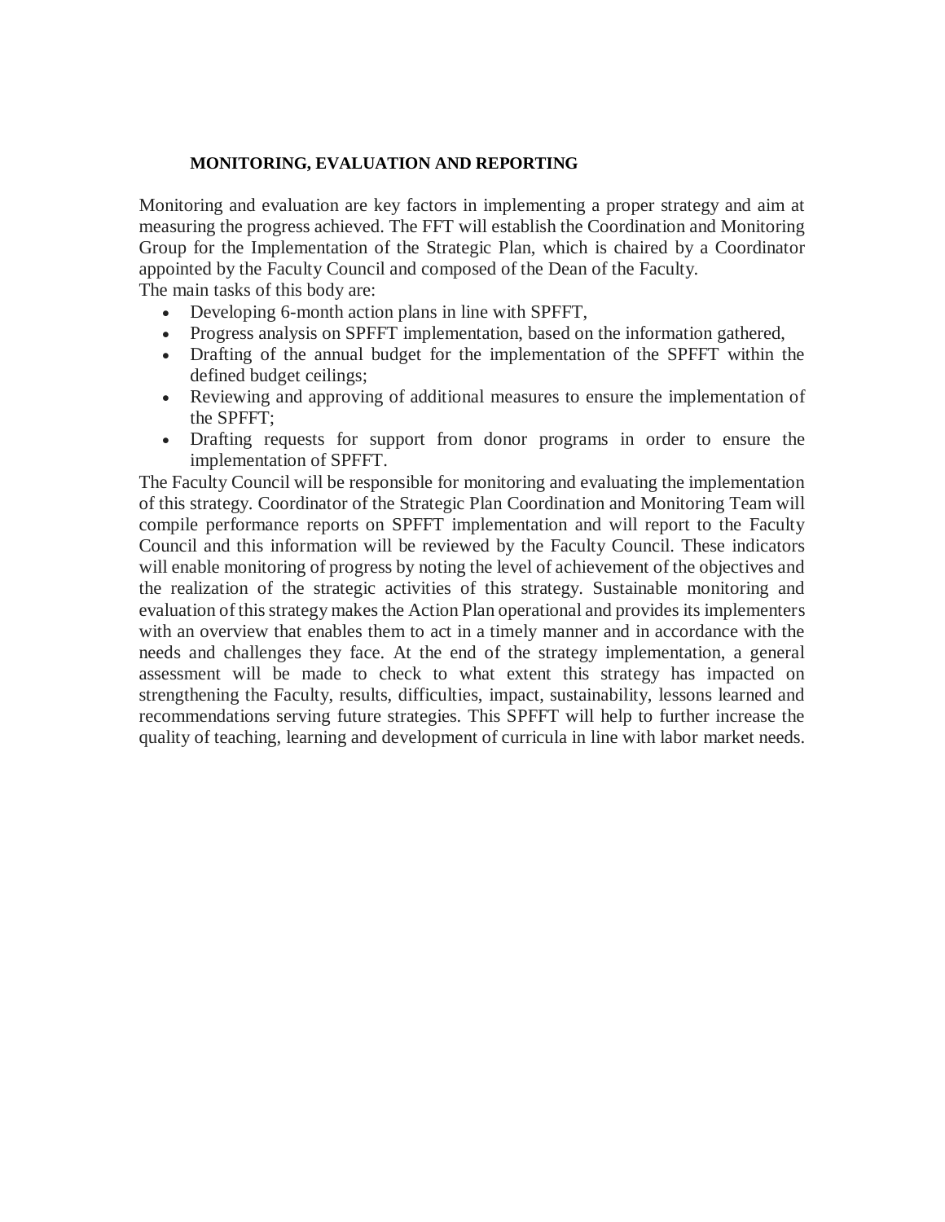## MONITORING, EVALUATION AND REPORTING

Monitoring and evaluation are key factors in implementing a proper strategy and aim at measuring the progress achieved. The FFT will establish the Coordination and Monitoring Group for the Implementation of the Strategic Plan, which is chaired by a Coordinator appointed by the Faculty Council and composed of the Dean of the Faculty.
The main tasks of this body are:

- Developing 6-month action plans in line with SPFFT,
- Progress analysis on SPFFT implementation, based on the information gathered,
- Drafting of the annual budget for the implementation of the SPFFT within the defined budget ceilings;
- Reviewing and approving of additional measures to ensure the implementation of the SPFFT;
- Drafting requests for support from donor programs in order to ensure the implementation of SPFFT.

The Faculty Council will be responsible for monitoring and evaluating the implementation of this strategy. Coordinator of the Strategic Plan Coordination and Monitoring Team will compile performance reports on SPFFT implementation and will report to the Faculty Council and this information will be reviewed by the Faculty Council. These indicators will enable monitoring of progress by noting the level of achievement of the objectives and the realization of the strategic activities of this strategy. Sustainable monitoring and evaluation of this strategy makes the Action Plan operational and provides its implementers with an overview that enables them to act in a timely manner and in accordance with the needs and challenges they face. At the end of the strategy implementation, a general assessment will be made to check to what extent this strategy has impacted on strengthening the Faculty, results, difficulties, impact, sustainability, lessons learned and recommendations serving future strategies. This SPFFT will help to further increase the quality of teaching, learning and development of curricula in line with labor market needs.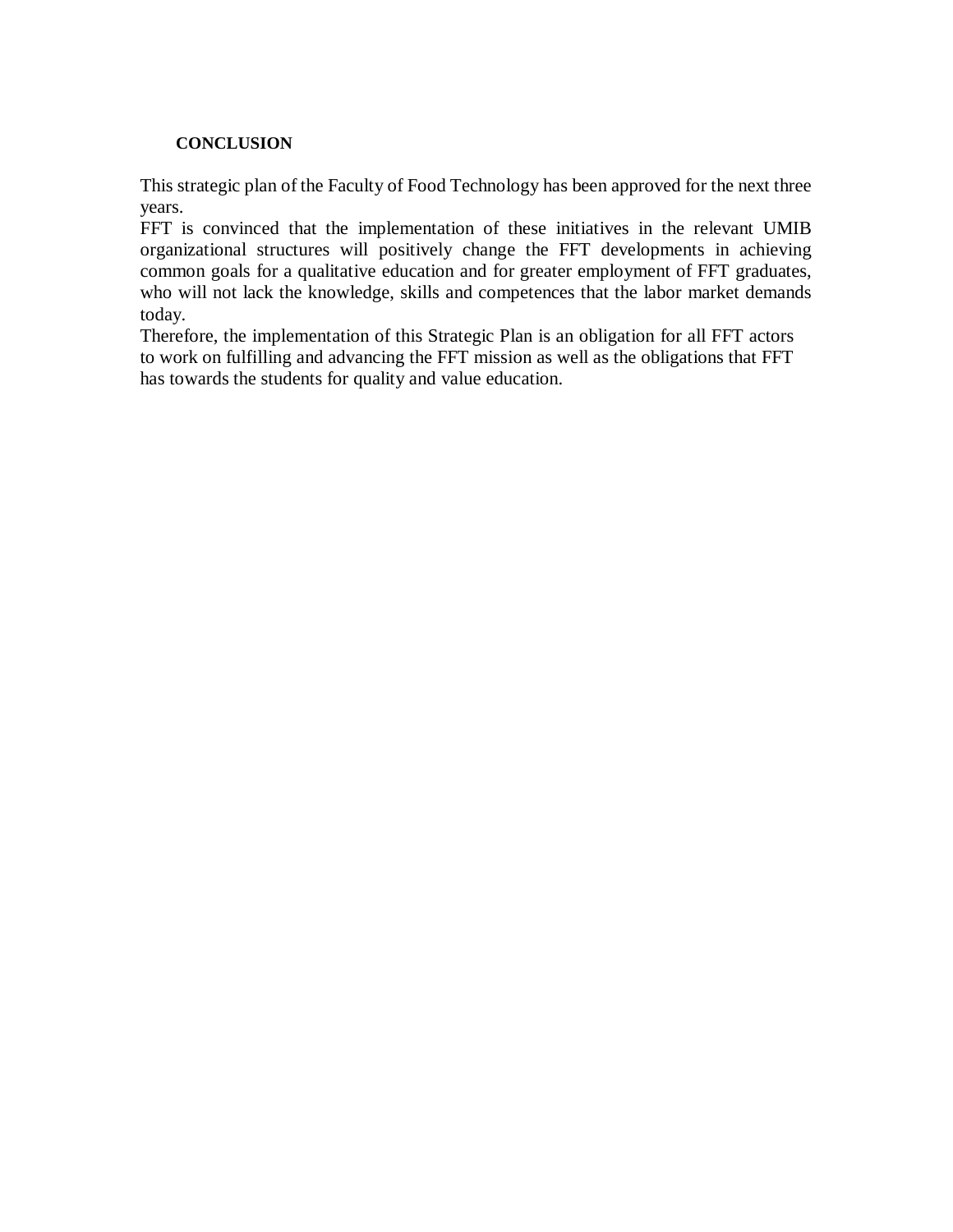**CONCLUSION**

This strategic plan of the Faculty of Food Technology has been approved for the next three years.

FFT is convinced that the implementation of these initiatives in the relevant UMIB organizational structures will positively change the FFT developments in achieving common goals for a qualitative education and for greater employment of FFT graduates, who will not lack the knowledge, skills and competences that the labor market demands today.

Therefore, the implementation of this Strategic Plan is an obligation for all FFT actors to work on fulfilling and advancing the FFT mission as well as the obligations that FFT has towards the students for quality and value education.